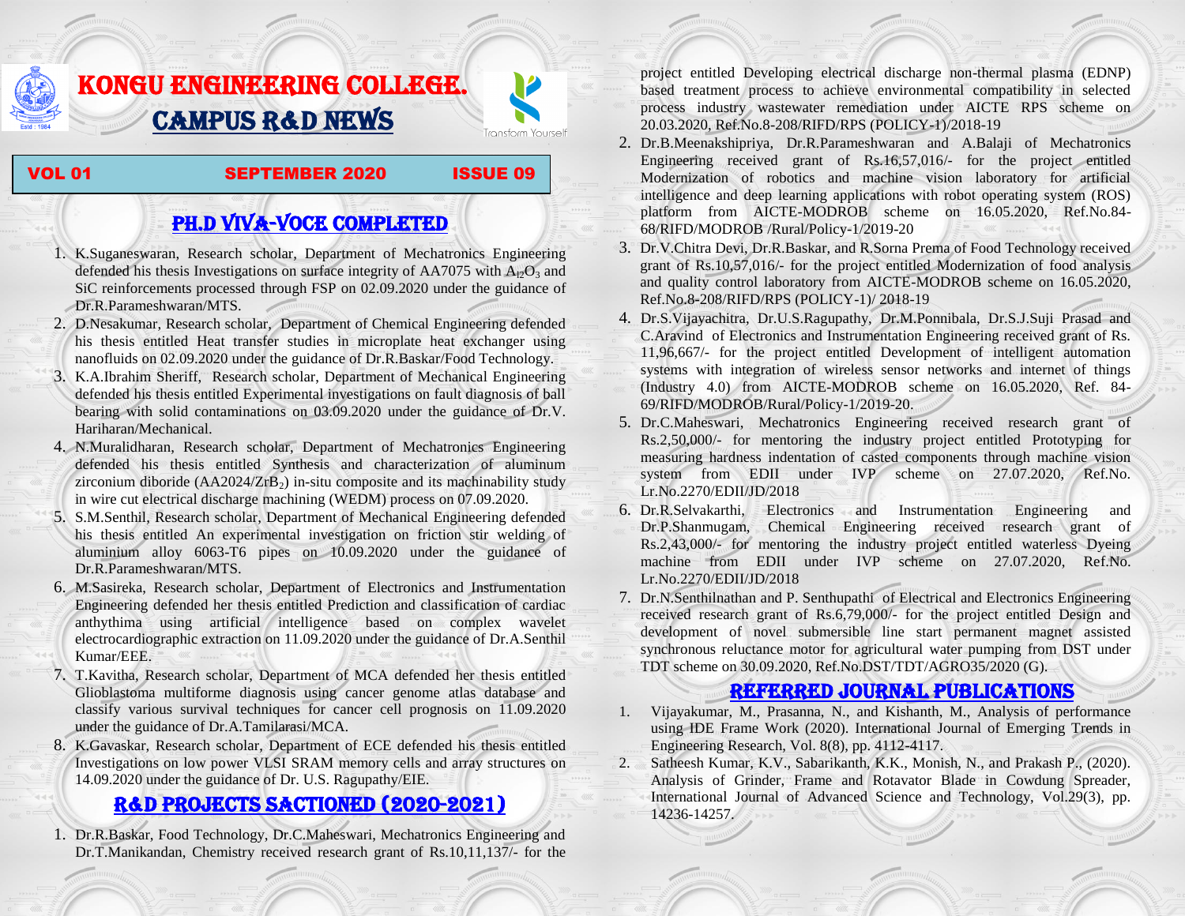# KONGU ENGINEERING COLLEGE.

# CAMPUS R&D NEWS

Transform Yourself

**VOL 01 SEPTEMBER 2020 ISSUE 09**

## PH.D VIVA-VOCE COMPLETED

1. K.Suganeswaran, Research scholar, Department of Mechatronics Engineering defended his thesis Investigations on surface integrity of AA7075 with $Al_2O_3$ and SiC reinforcements processed through FSP on 02.09.2020 under the guidance of Dr.R.Parameshwaran/MTS.
2. D.Nesakumar, Research scholar, Department of Chemical Engineering defended his thesis entitled Heat transfer studies in microplate heat exchanger using nanofluids on 02.09.2020 under the guidance of Dr.R.Baskar/Food Technology.
3. K.A.Ibrahim Sheriff, Research scholar, Department of Mechanical Engineering defended his thesis entitled Experimental investigations on fault diagnosis of ball bearing with solid contaminations on 03.09.2020 under the guidance of Dr.V. Hariharan/Mechanical.
4. N.Muralidharan, Research scholar, Department of Mechatronics Engineering defended his thesis entitled Synthesis and characterization of aluminum zirconium diboride ($AA2024/ZrB_2$) in-situ composite and its machinability study in wire cut electrical discharge machining (WEDM) process on 07.09.2020.
5. S.M.Senthil, Research scholar, Department of Mechanical Engineering defended his thesis entitled An experimental investigation on friction stir welding of aluminium alloy 6063-T6 pipes on 10.09.2020 under the guidance of Dr.R.Parameshwaran/MTS.
6. M.Sasireka, Research scholar, Department of Electronics and Instrumentation Engineering defended her thesis entitled Prediction and classification of cardiac anthythima using artificial intelligence based on complex wavelet electrocardiographic extraction on 11.09.2020 under the guidance of Dr.A.Senthil Kumar/EEE.
7. T.Kavitha, Research scholar, Department of MCA defended her thesis entitled Glioblastoma multiforme diagnosis using cancer genome atlas database and classify various survival techniques for cancer cell prognosis on 11.09.2020 under the guidance of Dr.A.Tamilarasi/MCA.
8. K.Gavaskar, Research scholar, Department of ECE defended his thesis entitled Investigations on low power VLSI SRAM memory cells and array structures on 14.09.2020 under the guidance of Dr. U.S. Ragupathy/EIE.

## R&D PROJECTS SACTIONED (2020-2021)

1. Dr.R.Baskar, Food Technology, Dr.C.Maheswari, Mechatronics Engineering and Dr.T.Manikandan, Chemistry received research grant of Rs.10,11,137/- for the project entitled Developing electrical discharge non-thermal plasma (EDNP) based treatment process to achieve environmental compatibility in selected process industry wastewater remediation under AICTE RPS scheme on 20.03.2020, Ref.No.8-208/RIFD/RPS (POLICY-1)/2018-19
2. Dr.B.Meenakshipriya, Dr.R.Parameshwaran and A.Balaji of Mechatronics Engineering received grant of Rs.16,57,016/- for the project entitled Modernization of robotics and machine vision laboratory for artificial intelligence and deep learning applications with robot operating system (ROS) platform from AICTE-MODROB scheme on 16.05.2020, Ref.No.84-68/RIFD/MODROB /Rural/Policy-1/2019-20
3. Dr.V.Chitra Devi, Dr.R.Baskar, and R.Sorna Prema of Food Technology received grant of Rs.10,57,016/- for the project entitled Modernization of food analysis and quality control laboratory from AICTE-MODROB scheme on 16.05.2020, Ref.No.8-208/RIFD/RPS (POLICY-1)/ 2018-19
4. Dr.S.Vijayachitra, Dr.U.S.Ragupathy, Dr.M.Ponnibala, Dr.S.J.Suji Prasad and C.Aravind of Electronics and Instrumentation Engineering received grant of Rs. 11,96,667/- for the project entitled Development of intelligent automation systems with integration of wireless sensor networks and internet of things (Industry 4.0) from AICTE-MODROB scheme on 16.05.2020, Ref. 84-69/RIFD/MODROB/Rural/Policy-1/2019-20.
5. Dr.C.Maheswari, Mechatronics Engineering received research grant of Rs.2,50,000/- for mentoring the industry project entitled Prototyping for measuring hardness indentation of casted components through machine vision system from EDII under IVP scheme on 27.07.2020, Ref.No. Lr.No.2270/EDII/JD/2018
6. Dr.R.Selvakarthi, Electronics and Instrumentation Engineering and Dr.P.Shanmugam, Chemical Engineering received research grant of Rs.2,43,000/- for mentoring the industry project entitled waterless Dyeing machine from EDII under IVP scheme on 27.07.2020, Ref.No. Lr.No.2270/EDII/JD/2018
7. Dr.N.Senthilnathan and P. Senthupathi of Electrical and Electronics Engineering received research grant of Rs.6,79,000/- for the project entitled Design and development of novel submersible line start permanent magnet assisted synchronous reluctance motor for agricultural water pumping from DST under TDT scheme on 30.09.2020, Ref.No.DST/TDT/AGRO35/2020 (G).

## REFERRED JOURNAL PUBLICATIONS

1. Vijayakumar, M., Prasanna, N., and Kishanth, M., Analysis of performance using IDE Frame Work (2020). International Journal of Emerging Trends in Engineering Research, Vol. 8(8), pp. 4112-4117.
2. Satheesh Kumar, K.V., Sabarikanth, K.K., Monish, N., and Prakash P., (2020). Analysis of Grinder, Frame and Rotavator Blade in Cowdung Spreader, International Journal of Advanced Science and Technology, Vol.29(3), pp. 14236-14257.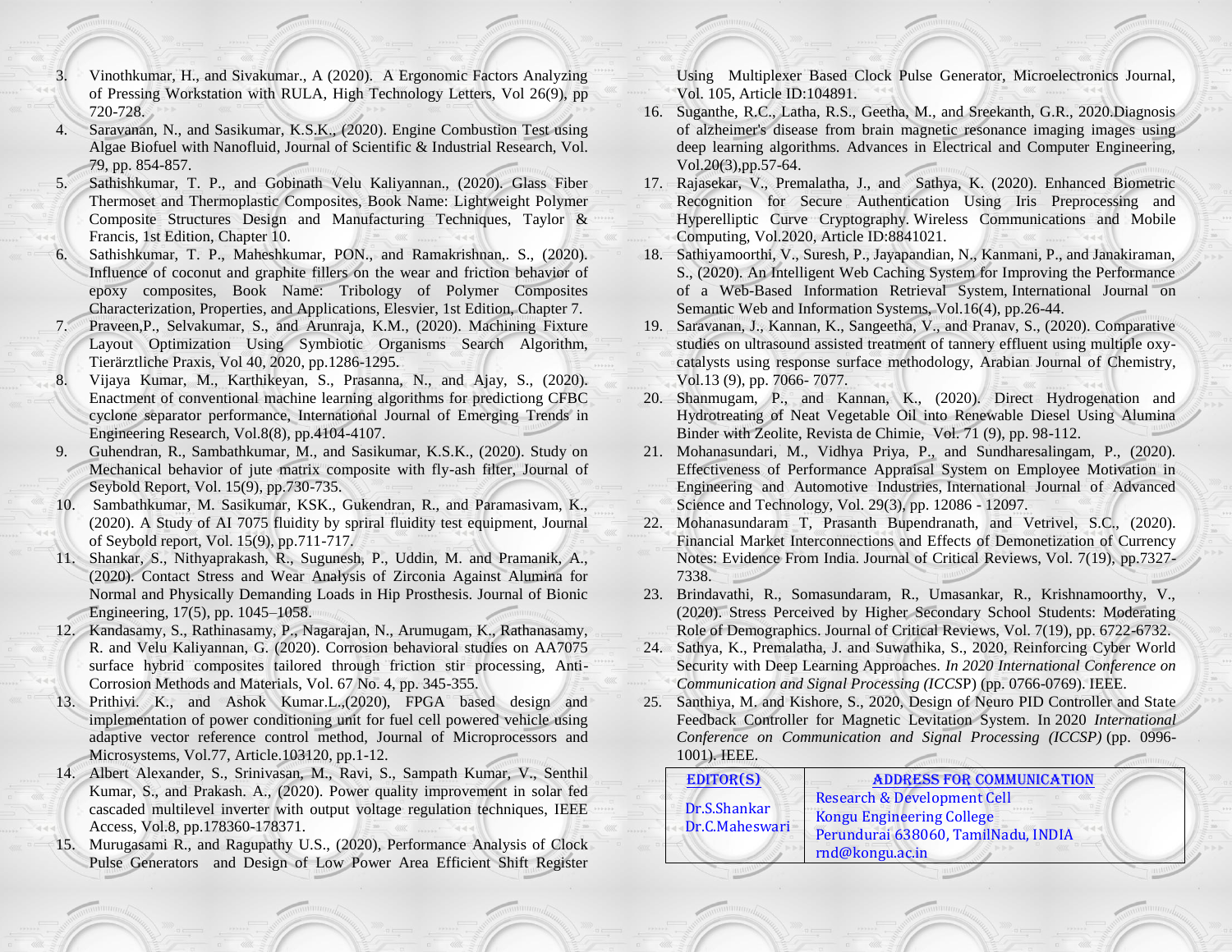3. Vinothkumar, H., and Sivakumar., A (2020). A Ergonomic Factors Analyzing of Pressing Workstation with RULA, High Technology Letters, Vol 26(9), pp 720-728.
4. Saravanan, N., and Sasikumar, K.S.K., (2020). Engine Combustion Test using Algae Biofuel with Nanofluid, Journal of Scientific & Industrial Research, Vol. 79, pp. 854-857.
5. Sathishkumar, T. P., and Gobinath Velu Kaliyannan., (2020). Glass Fiber Thermoset and Thermoplastic Composites, Book Name: Lightweight Polymer Composite Structures Design and Manufacturing Techniques, Taylor & Francis, 1st Edition, Chapter 10.
6. Sathishkumar, T. P., Maheshkumar, PON., and Ramakrishnan,. S., (2020). Influence of coconut and graphite fillers on the wear and friction behavior of epoxy composites, Book Name: Tribology of Polymer Composites Characterization, Properties, and Applications, Elesvier, 1st Edition, Chapter 7.
7. Praveen,P., Selvakumar, S., and Arunraja, K.M., (2020). Machining Fixture Layout Optimization Using Symbiotic Organisms Search Algorithm, Tierärztliche Praxis, Vol 40, 2020, pp.1286-1295.
8. Vijaya Kumar, M., Karthikeyan, S., Prasanna, N., and Ajay, S., (2020). Enactment of conventional machine learning algorithms for predictiong CFBC cyclone separator performance, International Journal of Emerging Trends in Engineering Research, Vol.8(8), pp.4104-4107.
9. Guhendran, R., Sambathkumar, M., and Sasikumar, K.S.K., (2020). Study on Mechanical behavior of jute matrix composite with fly-ash filter, Journal of Seybold Report, Vol. 15(9), pp.730-735.
10. Sambathkumar, M. Sasikumar, KSK., Gukendran, R., and Paramasivam, K., (2020). A Study of AI 7075 fluidity by spriral fluidity test equipment, Journal of Seybold report, Vol. 15(9), pp.711-717.
11. Shankar, S., Nithyaprakash, R., Sugunesh, P., Uddin, M. and Pramanik, A., (2020). Contact Stress and Wear Analysis of Zirconia Against Alumina for Normal and Physically Demanding Loads in Hip Prosthesis. Journal of Bionic Engineering, 17(5), pp. 1045–1058.
12. Kandasamy, S., Rathinasamy, P., Nagarajan, N., Arumugam, K., Rathanasamy, R. and Velu Kaliyannan, G. (2020). Corrosion behavioral studies on AA7075 surface hybrid composites tailored through friction stir processing, Anti-Corrosion Methods and Materials, Vol. 67 No. 4, pp. 345-355.
13. Prithivi. K., and Ashok Kumar.L.,(2020), FPGA based design and implementation of power conditioning unit for fuel cell powered vehicle using adaptive vector reference control method, Journal of Microprocessors and Microsystems, Vol.77, Article.103120, pp.1-12.
14. Albert Alexander, S., Srinivasan, M., Ravi, S., Sampath Kumar, V., Senthil Kumar, S., and Prakash. A., (2020). Power quality improvement in solar fed cascaded multilevel inverter with output voltage regulation techniques, IEEE Access, Vol.8, pp.178360-178371.
15. Murugasami R., and Ragupathy U.S., (2020), Performance Analysis of Clock Pulse Generators and Design of Low Power Area Efficient Shift Register Using Multiplexer Based Clock Pulse Generator, Microelectronics Journal, Vol. 105, Article ID:104891.
16. Suganthe, R.C., Latha, R.S., Geetha, M., and Sreekanth, G.R., 2020.Diagnosis of alzheimer's disease from brain magnetic resonance imaging images using deep learning algorithms. Advances in Electrical and Computer Engineering, Vol.20(3),pp.57-64.
17. Rajasekar, V., Premalatha, J., and Sathya, K. (2020). Enhanced Biometric Recognition for Secure Authentication Using Iris Preprocessing and Hyperelliptic Curve Cryptography. Wireless Communications and Mobile Computing, Vol.2020, Article ID:8841021.
18. Sathiyamoorthi, V., Suresh, P., Jayapandian, N., Kanmani, P., and Janakiraman, S., (2020). An Intelligent Web Caching System for Improving the Performance of a Web-Based Information Retrieval System, International Journal on Semantic Web and Information Systems, Vol.16(4), pp.26-44.
19. Saravanan, J., Kannan, K., Sangeetha, V., and Pranav, S., (2020). Comparative studies on ultrasound assisted treatment of tannery effluent using multiple oxy-catalysts using response surface methodology, Arabian Journal of Chemistry, Vol.13 (9), pp. 7066- 7077.
20. Shanmugam, P., and Kannan, K., (2020). Direct Hydrogenation and Hydrotreating of Neat Vegetable Oil into Renewable Diesel Using Alumina Binder with Zeolite, Revista de Chimie, Vol. 71 (9), pp. 98-112.
21. Mohanasundari, M., Vidhya Priya, P., and Sundharesalingam, P., (2020). Effectiveness of Performance Appraisal System on Employee Motivation in Engineering and Automotive Industries, International Journal of Advanced Science and Technology, Vol. 29(3), pp. 12086 - 12097.
22. Mohanasundaram T, Prasanth Bupendranath, and Vetrivel, S.C., (2020). Financial Market Interconnections and Effects of Demonetization of Currency Notes: Evidence From India. Journal of Critical Reviews, Vol. 7(19), pp.7327-7338.
23. Brindavathi, R., Somasundaram, R., Umasankar, R., Krishnamoorthy, V., (2020). Stress Perceived by Higher Secondary School Students: Moderating Role of Demographics. Journal of Critical Reviews, Vol. 7(19), pp. 6722-6732.
24. Sathya, K., Premalatha, J. and Suwathika, S., 2020, Reinforcing Cyber World Security with Deep Learning Approaches. *In 2020 International Conference on Communication and Signal Processing (ICCSP*) (pp. 0766-0769). IEEE.
25. Santhiya, M. and Kishore, S., 2020, Design of Neuro PID Controller and State Feedback Controller for Magnetic Levitation System. In 2020 *International Conference on Communication and Signal Processing (ICCSP)* (pp. 0996-1001). IEEE.

| EDITOR(S) | ADDRESS FOR COMMUNICATION |
|---|---|
| Dr.S.Shankar<br>Dr.C.Maheswari | Research & Development Cell<br>Kongu Engineering College<br>Perundurai 638060, TamilNadu, INDIA<br>rnd@kongu.ac.in |